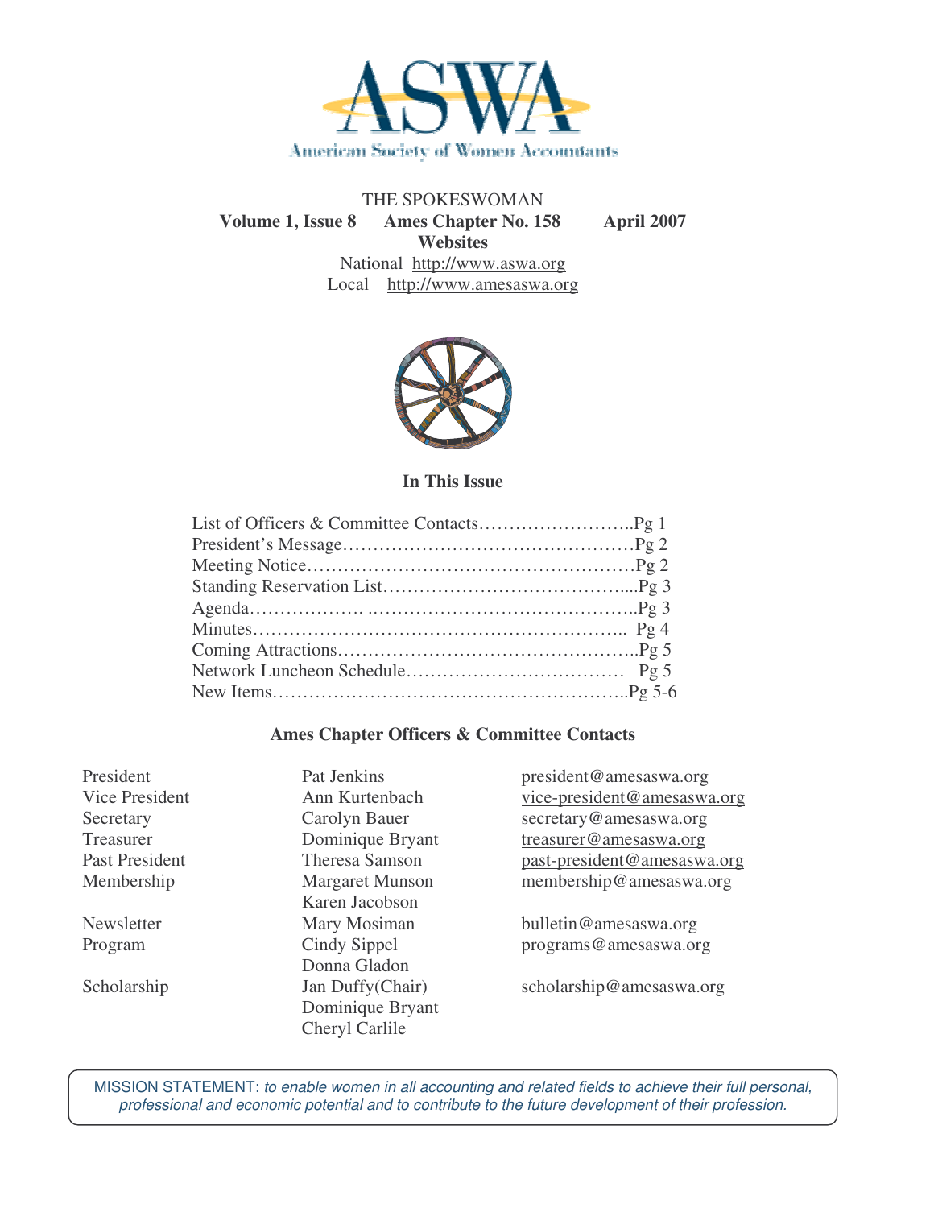# ASWA

American Society of Women Accountants

THE SPOKESWOMAN

**Volume 1, Issue 8 Ames Chapter No. 158 April 2007**

**Websites**

National http://www.aswa.org

Local http://www.amesaswa.org

**In This Issue**

List of Officers & Committee Contacts……………………..Pg 1
President's Message…………………………………………Pg 2
Meeting Notice………………………………………………Pg 2
Standing Reservation List…………………………………....Pg 3
Agenda………………. ……………………………………..Pg 3
Minutes…………………………………………………….. Pg 4
Coming Attractions…………………………………………..Pg 5
Network Luncheon Schedule……………………………… Pg 5
New Items…………………………………………………..Pg 5-6

## Ames Chapter Officers & Committee Contacts

| | | |
|---|---|---|
| President | Pat Jenkins | president@amesaswa.org |
| Vice President | Ann Kurtenbach | vice-president@amesaswa.org |
| Secretary | Carolyn Bauer | secretary@amesaswa.org |
| Treasurer | Dominique Bryant | treasurer@amesaswa.org |
| Past President | Theresa Samson | past-president@amesaswa.org |
| Membership | Margaret Munson | membership@amesaswa.org |
| | Karen Jacobson | |
| Newsletter | Mary Mosiman | bulletin@amesaswa.org |
| Program | Cindy Sippel | programs@amesaswa.org |
| | Donna Gladon | |
| Scholarship | Jan Duffy(Chair) | scholarship@amesaswa.org |
| | Dominique Bryant | |
| | Cheryl Carlile | |

MISSION STATEMENT: *to enable women in all accounting and related fields to achieve their full personal, professional and economic potential and to contribute to the future development of their profession.*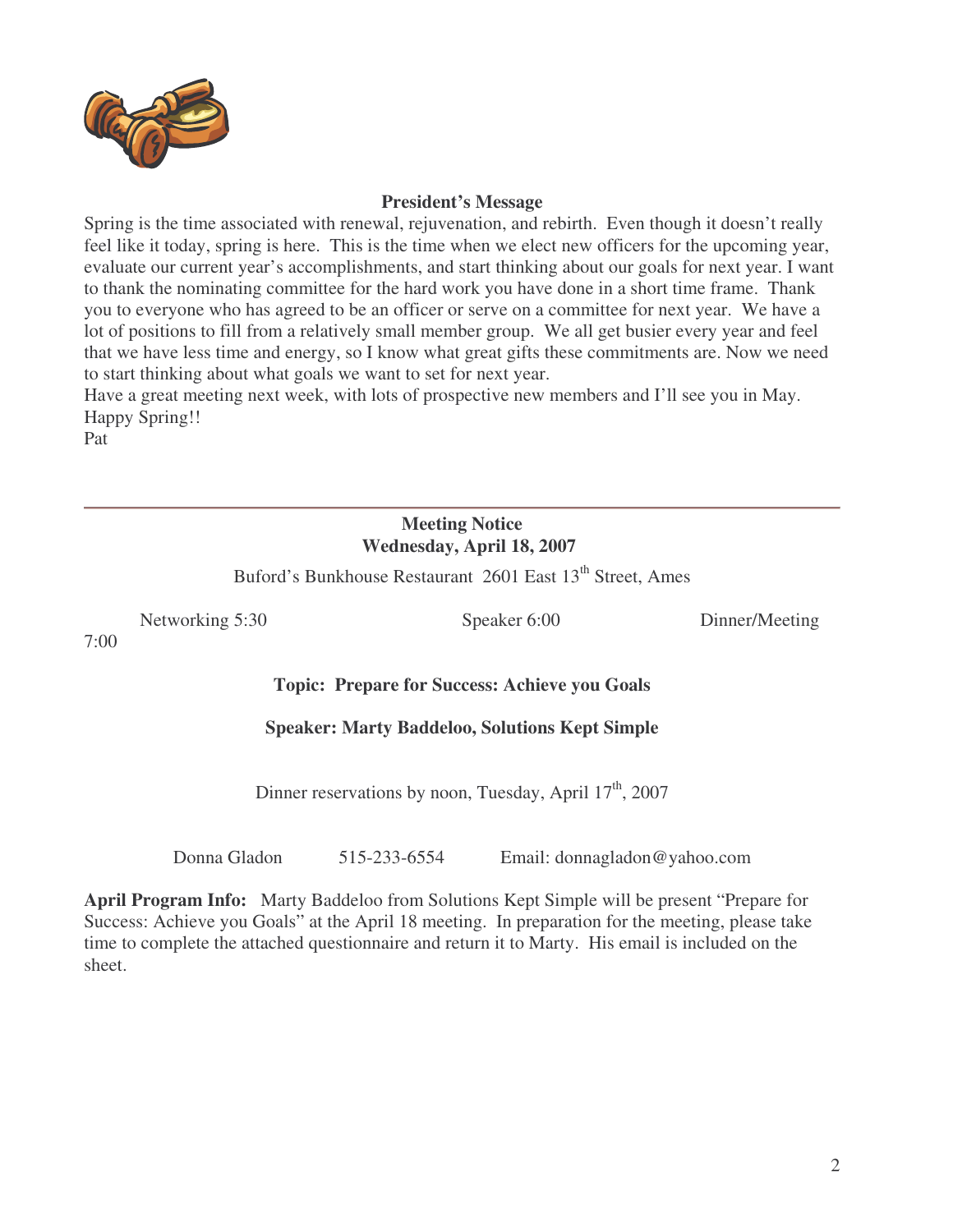## President's Message

Spring is the time associated with renewal, rejuvenation, and rebirth. Even though it doesn't really feel like it today, spring is here. This is the time when we elect new officers for the upcoming year, evaluate our current year's accomplishments, and start thinking about our goals for next year. I want to thank the nominating committee for the hard work you have done in a short time frame. Thank you to everyone who has agreed to be an officer or serve on a committee for next year. We have a lot of positions to fill from a relatively small member group. We all get busier every year and feel that we have less time and energy, so I know what great gifts these commitments are. Now we need to start thinking about what goals we want to set for next year.

Have a great meeting next week, with lots of prospective new members and I'll see you in May.

Happy Spring!!

Pat

---

## Meeting Notice
## Wednesday, April 18, 2007

Buford's Bunkhouse Restaurant 2601 East 13th Street, Ames

Networking 5:30 Speaker 6:00 Dinner/Meeting 7:00

**Topic: Prepare for Success: Achieve you Goals**

**Speaker: Marty Baddeloo, Solutions Kept Simple**

Dinner reservations by noon, Tuesday, April 17th, 2007

Donna Gladon 515-233-6554 Email: donnagladon@yahoo.com

**April Program Info:** Marty Baddeloo from Solutions Kept Simple will be present "Prepare for Success: Achieve you Goals" at the April 18 meeting. In preparation for the meeting, please take time to complete the attached questionnaire and return it to Marty. His email is included on the sheet.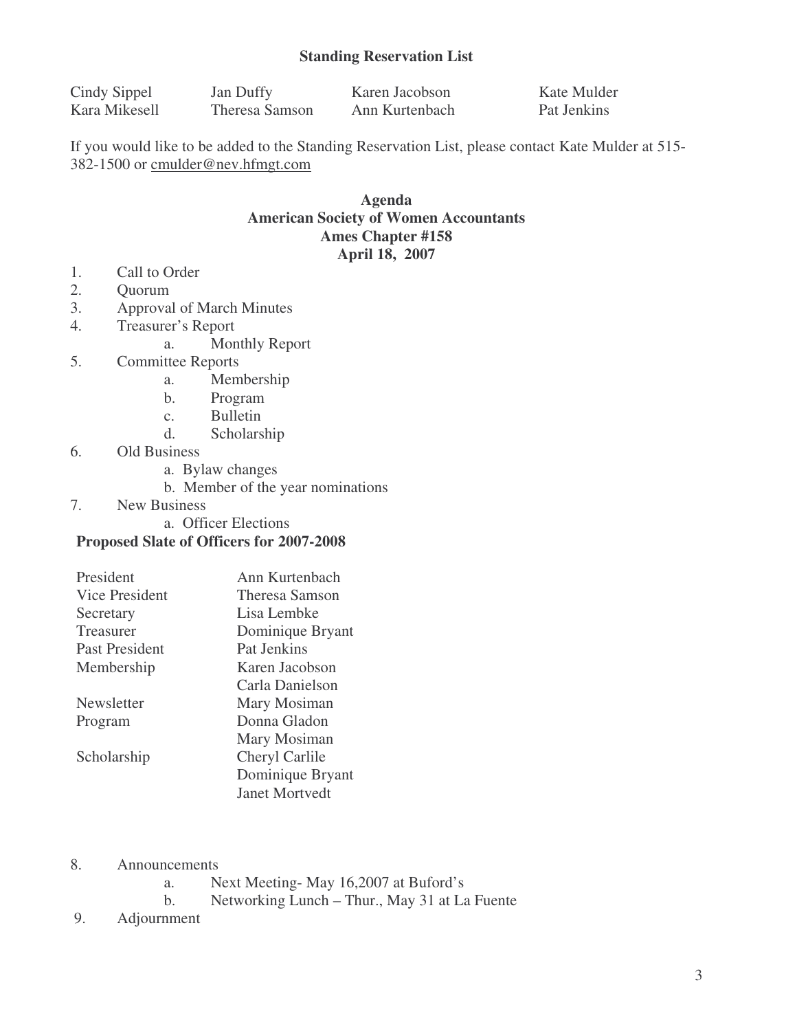### Standing Reservation List

| | | | |
|---|---|---|---|
| Cindy Sippel | Jan Duffy | Karen Jacobson | Kate Mulder |
| Kara Mikesell | Theresa Samson | Ann Kurtenbach | Pat Jenkins |

If you would like to be added to the Standing Reservation List, please contact Kate Mulder at 515-382-1500 or cmulder@nev.hfmgt.com

## Agenda
## American Society of Women Accountants
## Ames Chapter #158
## April 18, 2007

1. Call to Order
2. Quorum
3. Approval of March Minutes
4. Treasurer's Report
   a. Monthly Report
5. Committee Reports
   a. Membership
   b. Program
   c. Bulletin
   d. Scholarship
6. Old Business
   a. Bylaw changes
   b. Member of the year nominations
7. New Business
   a. Officer Elections

**Proposed Slate of Officers for 2007-2008**

| | |
|---|---|
| President | Ann Kurtenbach |
| Vice President | Theresa Samson |
| Secretary | Lisa Lembke |
| Treasurer | Dominique Bryant |
| Past President | Pat Jenkins |
| Membership | Karen Jacobson |
| | Carla Danielson |
| Newsletter | Mary Mosiman |
| Program | Donna Gladon |
| | Mary Mosiman |
| Scholarship | Cheryl Carlile |
| | Dominique Bryant |
| | Janet Mortvedt |

8. Announcements
   a. Next Meeting- May 16,2007 at Buford's
   b. Networking Lunch – Thur., May 31 at La Fuente
9. Adjournment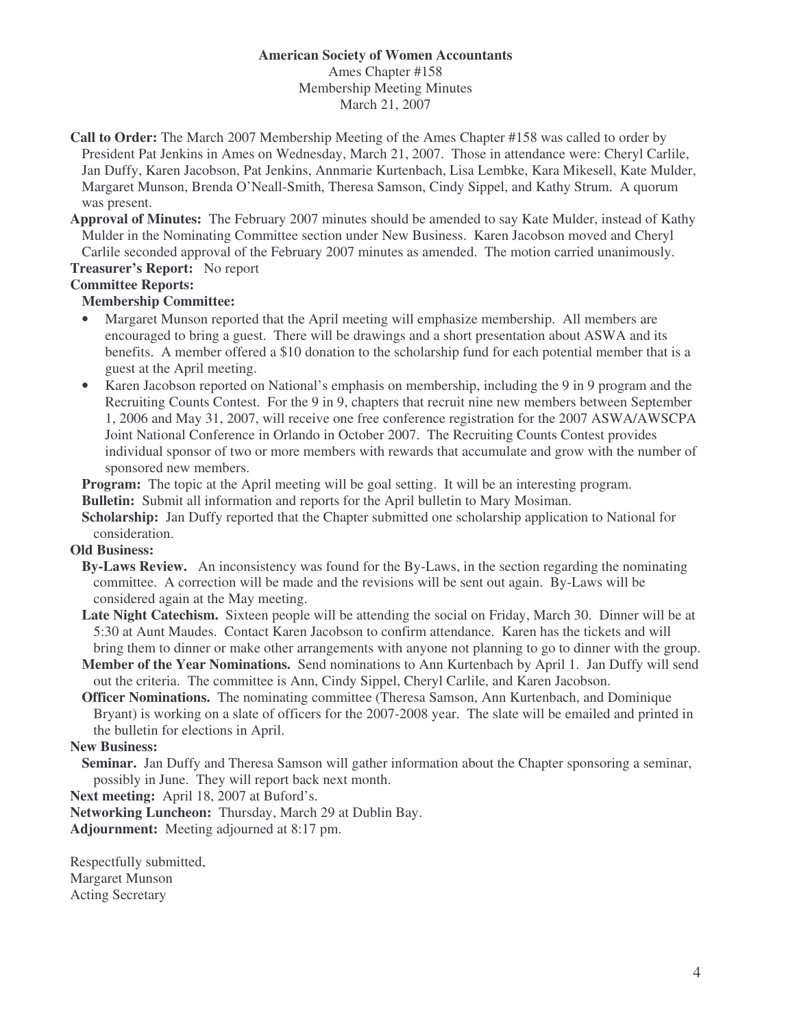**American Society of Women Accountants**

Ames Chapter #158

Membership Meeting Minutes

March 21, 2007

**Call to Order:** The March 2007 Membership Meeting of the Ames Chapter #158 was called to order by President Pat Jenkins in Ames on Wednesday, March 21, 2007. Those in attendance were: Cheryl Carlile, Jan Duffy, Karen Jacobson, Pat Jenkins, Annmarie Kurtenbach, Lisa Lembke, Kara Mikesell, Kate Mulder, Margaret Munson, Brenda O'Neall-Smith, Theresa Samson, Cindy Sippel, and Kathy Strum. A quorum was present.

**Approval of Minutes:** The February 2007 minutes should be amended to say Kate Mulder, instead of Kathy Mulder in the Nominating Committee section under New Business. Karen Jacobson moved and Cheryl Carlile seconded approval of the February 2007 minutes as amended. The motion carried unanimously.

**Treasurer's Report:** No report

**Committee Reports:**

**Membership Committee:**

- Margaret Munson reported that the April meeting will emphasize membership. All members are encouraged to bring a guest. There will be drawings and a short presentation about ASWA and its benefits. A member offered a $10 donation to the scholarship fund for each potential member that is a guest at the April meeting.
- Karen Jacobson reported on National's emphasis on membership, including the 9 in 9 program and the Recruiting Counts Contest. For the 9 in 9, chapters that recruit nine new members between September 1, 2006 and May 31, 2007, will receive one free conference registration for the 2007 ASWA/AWSCPA Joint National Conference in Orlando in October 2007. The Recruiting Counts Contest provides individual sponsor of two or more members with rewards that accumulate and grow with the number of sponsored new members.

**Program:** The topic at the April meeting will be goal setting. It will be an interesting program.

**Bulletin:** Submit all information and reports for the April bulletin to Mary Mosiman.

**Scholarship:** Jan Duffy reported that the Chapter submitted one scholarship application to National for consideration.

**Old Business:**

**By-Laws Review.** An inconsistency was found for the By-Laws, in the section regarding the nominating committee. A correction will be made and the revisions will be sent out again. By-Laws will be considered again at the May meeting.

**Late Night Catechism.** Sixteen people will be attending the social on Friday, March 30. Dinner will be at 5:30 at Aunt Maudes. Contact Karen Jacobson to confirm attendance. Karen has the tickets and will bring them to dinner or make other arrangements with anyone not planning to go to dinner with the group.

**Member of the Year Nominations.** Send nominations to Ann Kurtenbach by April 1. Jan Duffy will send out the criteria. The committee is Ann, Cindy Sippel, Cheryl Carlile, and Karen Jacobson.

**Officer Nominations.** The nominating committee (Theresa Samson, Ann Kurtenbach, and Dominique Bryant) is working on a slate of officers for the 2007-2008 year. The slate will be emailed and printed in the bulletin for elections in April.

**New Business:**

**Seminar.** Jan Duffy and Theresa Samson will gather information about the Chapter sponsoring a seminar, possibly in June. They will report back next month.

**Next meeting:** April 18, 2007 at Buford's.

**Networking Luncheon:** Thursday, March 29 at Dublin Bay.

**Adjournment:** Meeting adjourned at 8:17 pm.

Respectfully submitted,
Margaret Munson
Acting Secretary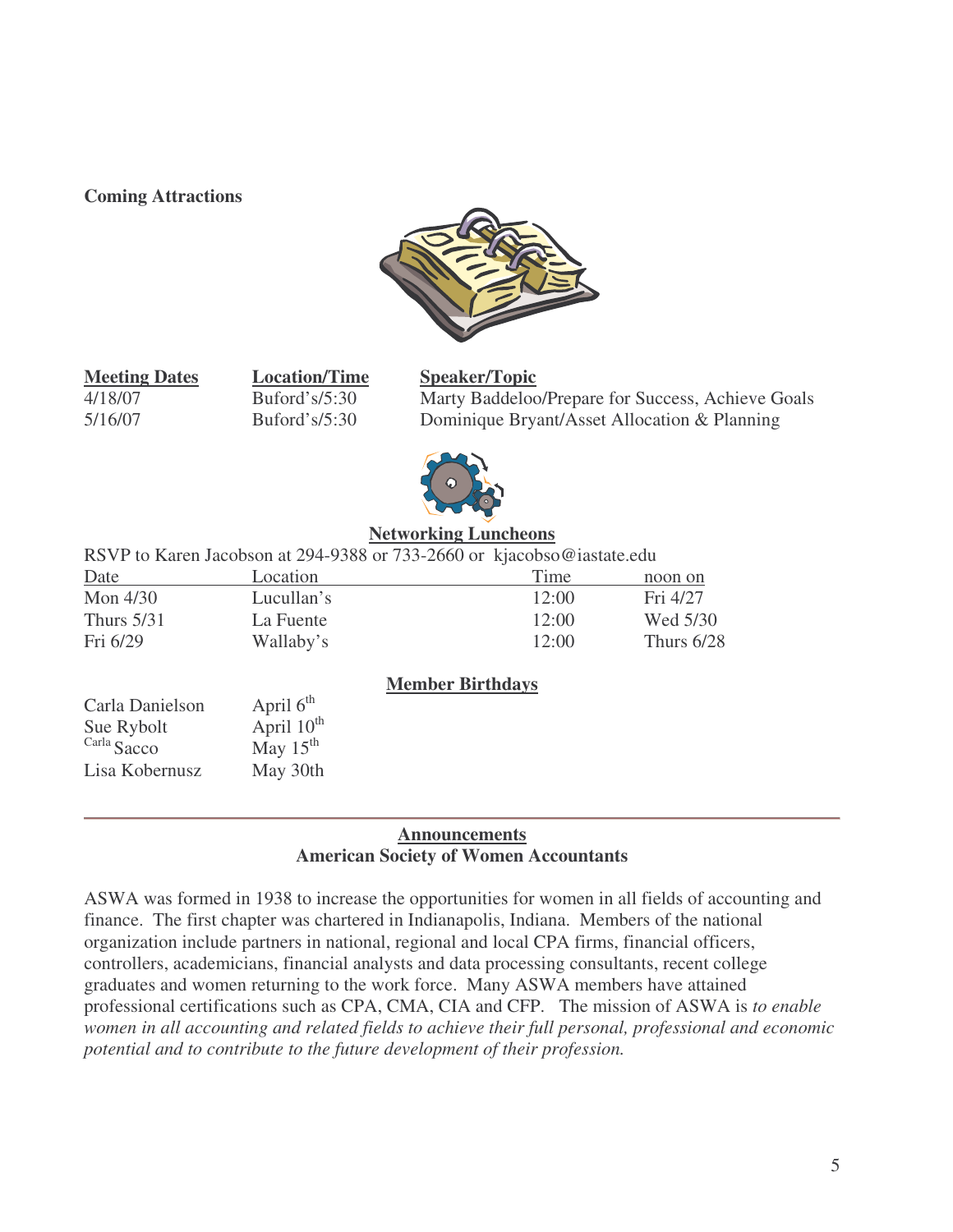**Coming Attractions**

| Meeting Dates | Location/Time | Speaker/Topic |
| --- | --- | --- |
| 4/18/07 | Buford's/5:30 | Marty Baddeloo/Prepare for Success, Achieve Goals |
| 5/16/07 | Buford's/5:30 | Dominique Bryant/Asset Allocation & Planning |

**Networking Luncheons**

RSVP to Karen Jacobson at 294-9388 or 733-2660 or kjacobso@iastate.edu

| Date | Location | Time | noon on |
| --- | --- | --- | --- |
| Mon 4/30 | Lucullan's | 12:00 | Fri 4/27 |
| Thurs 5/31 | La Fuente | 12:00 | Wed 5/30 |
| Fri 6/29 | Wallaby's | 12:00 | Thurs 6/28 |

**Member Birthdays**

| | |
| --- | --- |
| Carla Danielson | April 6th |
| Sue Rybolt | April 10th |
| Carla Sacco | May 15th |
| Lisa Kobernusz | May 30th |

---

**Announcements**

**American Society of Women Accountants**

ASWA was formed in 1938 to increase the opportunities for women in all fields of accounting and finance. The first chapter was chartered in Indianapolis, Indiana. Members of the national organization include partners in national, regional and local CPA firms, financial officers, controllers, academicians, financial analysts and data processing consultants, recent college graduates and women returning to the work force. Many ASWA members have attained professional certifications such as CPA, CMA, CIA and CFP. The mission of ASWA is *to enable women in all accounting and related fields to achieve their full personal, professional and economic potential and to contribute to the future development of their profession.*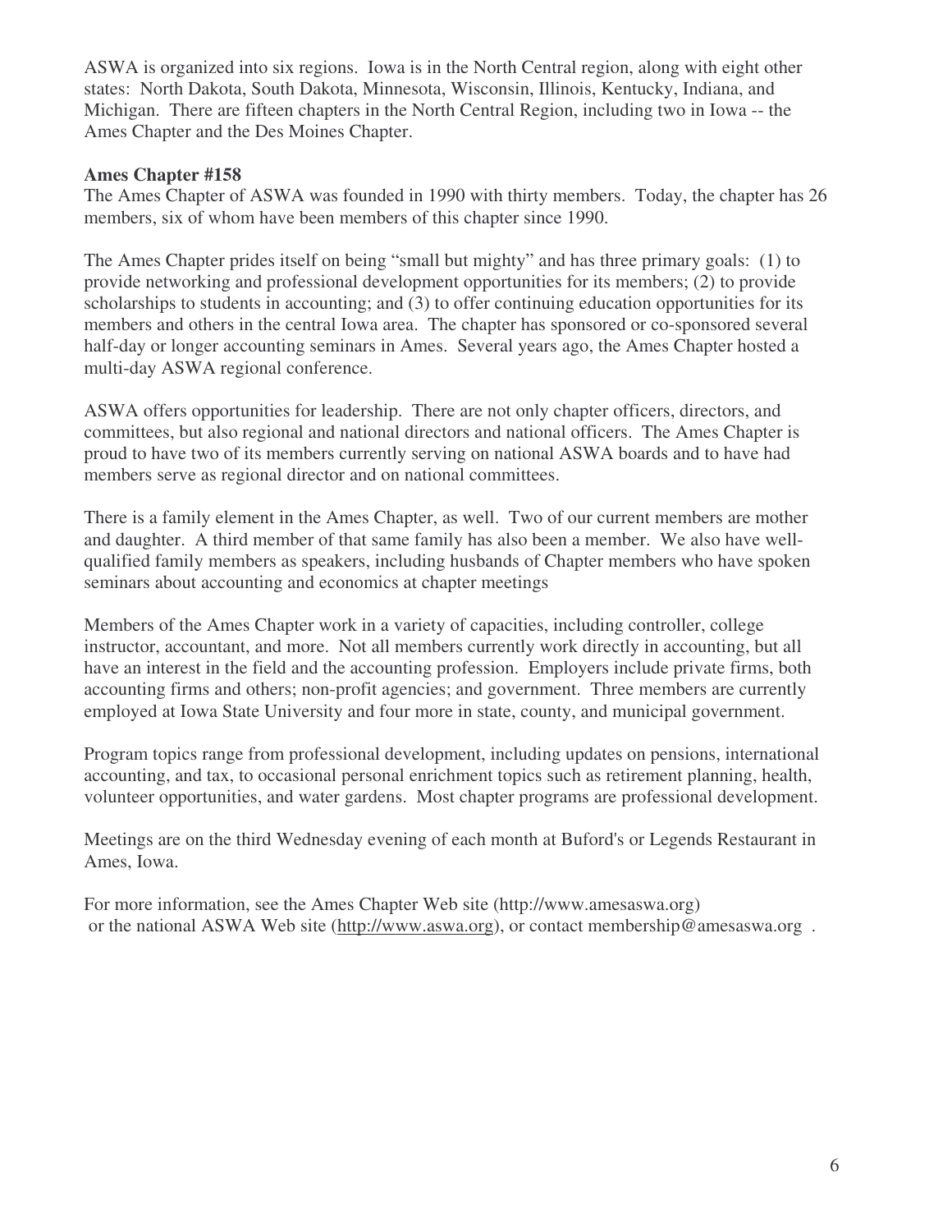ASWA is organized into six regions. Iowa is in the North Central region, along with eight other states: North Dakota, South Dakota, Minnesota, Wisconsin, Illinois, Kentucky, Indiana, and Michigan. There are fifteen chapters in the North Central Region, including two in Iowa -- the Ames Chapter and the Des Moines Chapter.

**Ames Chapter #158**

The Ames Chapter of ASWA was founded in 1990 with thirty members. Today, the chapter has 26 members, six of whom have been members of this chapter since 1990.

The Ames Chapter prides itself on being "small but mighty" and has three primary goals: (1) to provide networking and professional development opportunities for its members; (2) to provide scholarships to students in accounting; and (3) to offer continuing education opportunities for its members and others in the central Iowa area. The chapter has sponsored or co-sponsored several half-day or longer accounting seminars in Ames. Several years ago, the Ames Chapter hosted a multi-day ASWA regional conference.

ASWA offers opportunities for leadership. There are not only chapter officers, directors, and committees, but also regional and national directors and national officers. The Ames Chapter is proud to have two of its members currently serving on national ASWA boards and to have had members serve as regional director and on national committees.

There is a family element in the Ames Chapter, as well. Two of our current members are mother and daughter. A third member of that same family has also been a member. We also have well-qualified family members as speakers, including husbands of Chapter members who have spoken seminars about accounting and economics at chapter meetings

Members of the Ames Chapter work in a variety of capacities, including controller, college instructor, accountant, and more. Not all members currently work directly in accounting, but all have an interest in the field and the accounting profession. Employers include private firms, both accounting firms and others; non-profit agencies; and government. Three members are currently employed at Iowa State University and four more in state, county, and municipal government.

Program topics range from professional development, including updates on pensions, international accounting, and tax, to occasional personal enrichment topics such as retirement planning, health, volunteer opportunities, and water gardens. Most chapter programs are professional development.

Meetings are on the third Wednesday evening of each month at Buford's or Legends Restaurant in Ames, Iowa.

For more information, see the Ames Chapter Web site (http://www.amesaswa.org) or the national ASWA Web site (http://www.aswa.org), or contact membership@amesaswa.org .